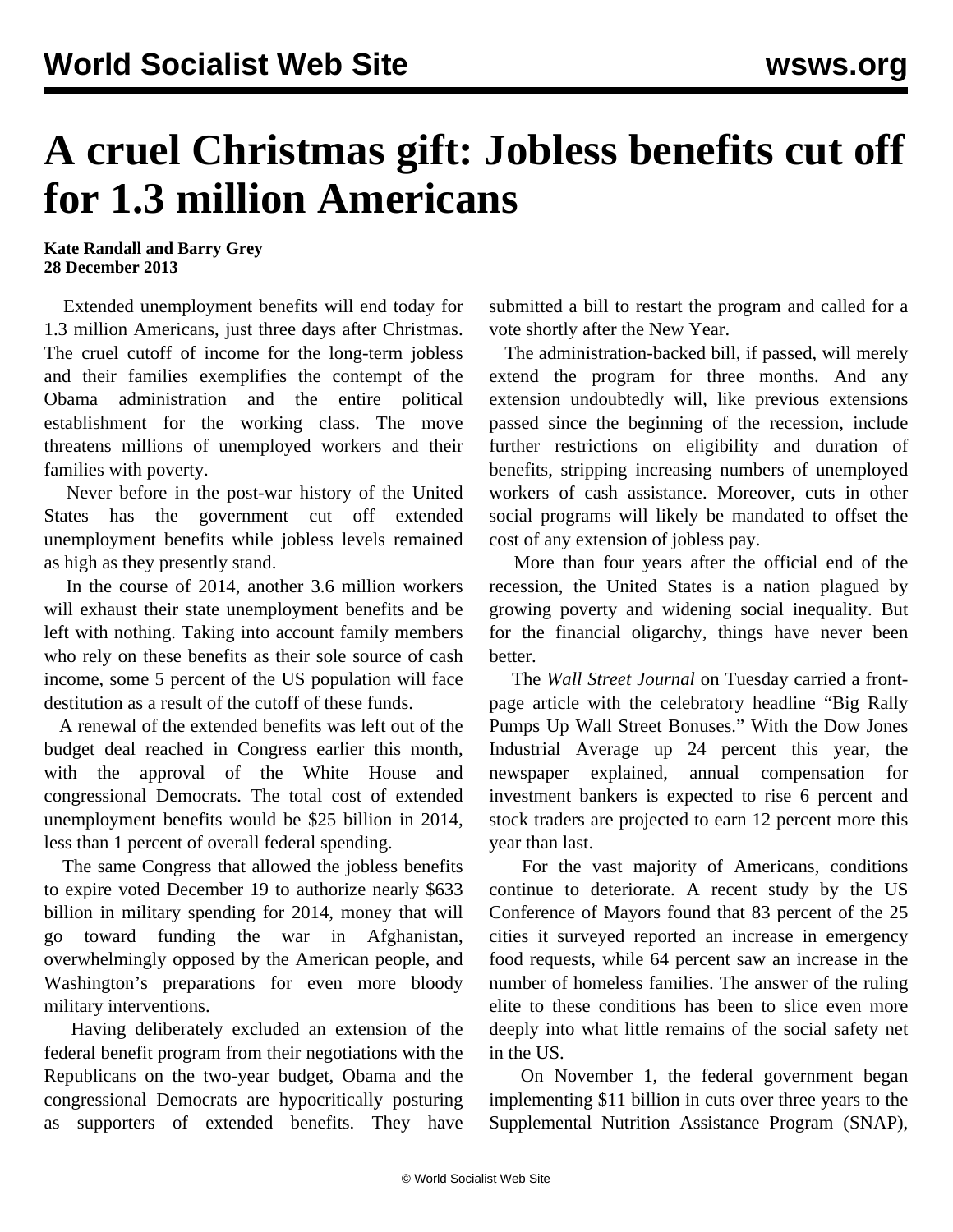# A cruel Christmas gift: Jobless benefits cut off for 1.3 million Americans

**Kate Randall and Barry Grey**
**28 December 2013**

Extended unemployment benefits will end today for 1.3 million Americans, just three days after Christmas. The cruel cutoff of income for the long-term jobless and their families exemplifies the contempt of the Obama administration and the entire political establishment for the working class. The move threatens millions of unemployed workers and their families with poverty.

Never before in the post-war history of the United States has the government cut off extended unemployment benefits while jobless levels remained as high as they presently stand.

In the course of 2014, another 3.6 million workers will exhaust their state unemployment benefits and be left with nothing. Taking into account family members who rely on these benefits as their sole source of cash income, some 5 percent of the US population will face destitution as a result of the cutoff of these funds.

A renewal of the extended benefits was left out of the budget deal reached in Congress earlier this month, with the approval of the White House and congressional Democrats. The total cost of extended unemployment benefits would be $25 billion in 2014, less than 1 percent of overall federal spending.

The same Congress that allowed the jobless benefits to expire voted December 19 to authorize nearly $633 billion in military spending for 2014, money that will go toward funding the war in Afghanistan, overwhelmingly opposed by the American people, and Washington's preparations for even more bloody military interventions.

Having deliberately excluded an extension of the federal benefit program from their negotiations with the Republicans on the two-year budget, Obama and the congressional Democrats are hypocritically posturing as supporters of extended benefits. They have submitted a bill to restart the program and called for a vote shortly after the New Year.

The administration-backed bill, if passed, will merely extend the program for three months. And any extension undoubtedly will, like previous extensions passed since the beginning of the recession, include further restrictions on eligibility and duration of benefits, stripping increasing numbers of unemployed workers of cash assistance. Moreover, cuts in other social programs will likely be mandated to offset the cost of any extension of jobless pay.

More than four years after the official end of the recession, the United States is a nation plagued by growing poverty and widening social inequality. But for the financial oligarchy, things have never been better.

The *Wall Street Journal* on Tuesday carried a front-page article with the celebratory headline "Big Rally Pumps Up Wall Street Bonuses." With the Dow Jones Industrial Average up 24 percent this year, the newspaper explained, annual compensation for investment bankers is expected to rise 6 percent and stock traders are projected to earn 12 percent more this year than last.

For the vast majority of Americans, conditions continue to deteriorate. A recent study by the US Conference of Mayors found that 83 percent of the 25 cities it surveyed reported an increase in emergency food requests, while 64 percent saw an increase in the number of homeless families. The answer of the ruling elite to these conditions has been to slice even more deeply into what little remains of the social safety net in the US.

On November 1, the federal government began implementing $11 billion in cuts over three years to the Supplemental Nutrition Assistance Program (SNAP),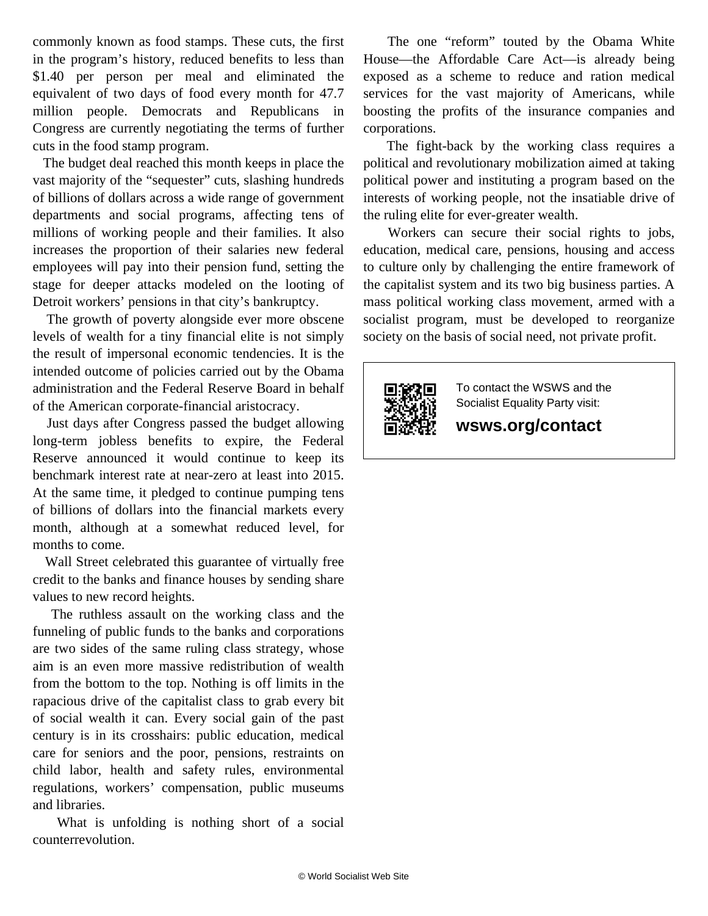commonly known as food stamps. These cuts, the first in the program's history, reduced benefits to less than $1.40 per person per meal and eliminated the equivalent of two days of food every month for 47.7 million people. Democrats and Republicans in Congress are currently negotiating the terms of further cuts in the food stamp program.

The budget deal reached this month keeps in place the vast majority of the "sequester" cuts, slashing hundreds of billions of dollars across a wide range of government departments and social programs, affecting tens of millions of working people and their families. It also increases the proportion of their salaries new federal employees will pay into their pension fund, setting the stage for deeper attacks modeled on the looting of Detroit workers' pensions in that city's bankruptcy.

The growth of poverty alongside ever more obscene levels of wealth for a tiny financial elite is not simply the result of impersonal economic tendencies. It is the intended outcome of policies carried out by the Obama administration and the Federal Reserve Board in behalf of the American corporate-financial aristocracy.

Just days after Congress passed the budget allowing long-term jobless benefits to expire, the Federal Reserve announced it would continue to keep its benchmark interest rate at near-zero at least into 2015. At the same time, it pledged to continue pumping tens of billions of dollars into the financial markets every month, although at a somewhat reduced level, for months to come.

Wall Street celebrated this guarantee of virtually free credit to the banks and finance houses by sending share values to new record heights.

The ruthless assault on the working class and the funneling of public funds to the banks and corporations are two sides of the same ruling class strategy, whose aim is an even more massive redistribution of wealth from the bottom to the top. Nothing is off limits in the rapacious drive of the capitalist class to grab every bit of social wealth it can. Every social gain of the past century is in its crosshairs: public education, medical care for seniors and the poor, pensions, restraints on child labor, health and safety rules, environmental regulations, workers' compensation, public museums and libraries.

What is unfolding is nothing short of a social counterrevolution.

The one "reform" touted by the Obama White House—the Affordable Care Act—is already being exposed as a scheme to reduce and ration medical services for the vast majority of Americans, while boosting the profits of the insurance companies and corporations.

The fight-back by the working class requires a political and revolutionary mobilization aimed at taking political power and instituting a program based on the interests of working people, not the insatiable drive of the ruling elite for ever-greater wealth.

Workers can secure their social rights to jobs, education, medical care, pensions, housing and access to culture only by challenging the entire framework of the capitalist system and its two big business parties. A mass political working class movement, armed with a socialist program, must be developed to reorganize society on the basis of social need, not private profit.

To contact the WSWS and the Socialist Equality Party visit:

**wsws.org/contact**